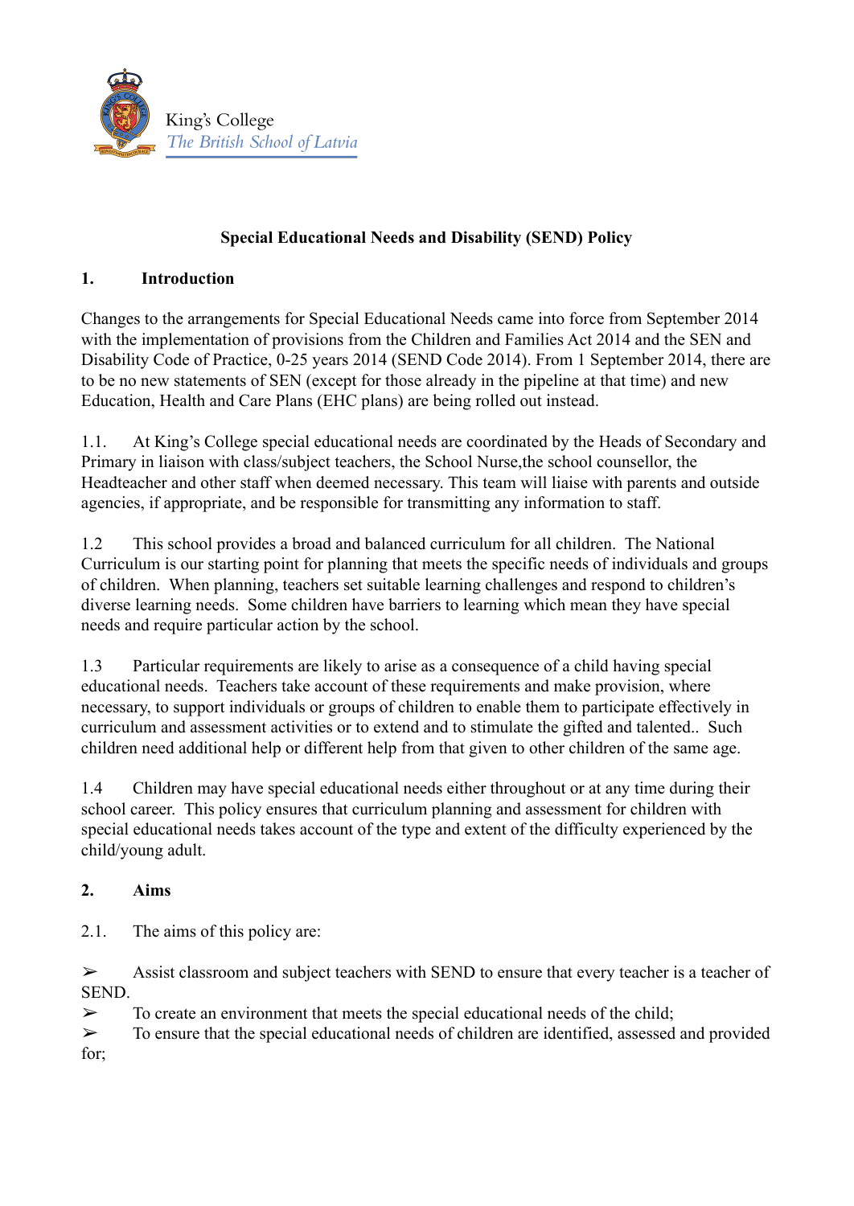King's College
*The British School of Latvia*

**Special Educational Needs and Disability (SEND) Policy**

## 1. Introduction

Changes to the arrangements for Special Educational Needs came into force from September 2014 with the implementation of provisions from the Children and Families Act 2014 and the SEN and Disability Code of Practice, 0-25 years 2014 (SEND Code 2014). From 1 September 2014, there are to be no new statements of SEN (except for those already in the pipeline at that time) and new Education, Health and Care Plans (EHC plans) are being rolled out instead.

1.1. At King's College special educational needs are coordinated by the Heads of Secondary and Primary in liaison with class/subject teachers, the School Nurse,the school counsellor, the Headteacher and other staff when deemed necessary. This team will liaise with parents and outside agencies, if appropriate, and be responsible for transmitting any information to staff.

1.2 This school provides a broad and balanced curriculum for all children. The National Curriculum is our starting point for planning that meets the specific needs of individuals and groups of children. When planning, teachers set suitable learning challenges and respond to children's diverse learning needs. Some children have barriers to learning which mean they have special needs and require particular action by the school.

1.3 Particular requirements are likely to arise as a consequence of a child having special educational needs. Teachers take account of these requirements and make provision, where necessary, to support individuals or groups of children to enable them to participate effectively in curriculum and assessment activities or to extend and to stimulate the gifted and talented.. Such children need additional help or different help from that given to other children of the same age.

1.4 Children may have special educational needs either throughout or at any time during their school career. This policy ensures that curriculum planning and assessment for children with special educational needs takes account of the type and extent of the difficulty experienced by the child/young adult.

## 2. Aims

2.1. The aims of this policy are:

➢ Assist classroom and subject teachers with SEND to ensure that every teacher is a teacher of SEND.

➢ To create an environment that meets the special educational needs of the child;

➢ To ensure that the special educational needs of children are identified, assessed and provided for;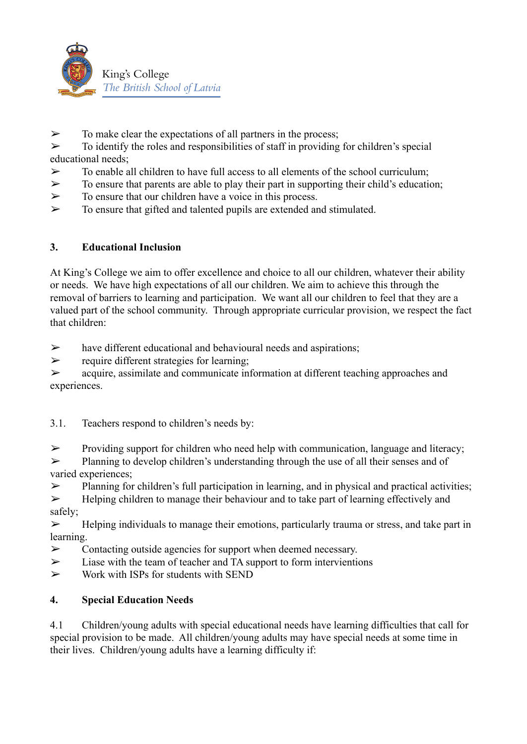- To make clear the expectations of all partners in the process;
- To identify the roles and responsibilities of staff in providing for children's special educational needs;
- To enable all children to have full access to all elements of the school curriculum;
- To ensure that parents are able to play their part in supporting their child's education;
- To ensure that our children have a voice in this process.
- To ensure that gifted and talented pupils are extended and stimulated.

## 3. Educational Inclusion

At King's College we aim to offer excellence and choice to all our children, whatever their ability or needs. We have high expectations of all our children. We aim to achieve this through the removal of barriers to learning and participation. We want all our children to feel that they are a valued part of the school community. Through appropriate curricular provision, we respect the fact that children:

- have different educational and behavioural needs and aspirations;
- require different strategies for learning;
- acquire, assimilate and communicate information at different teaching approaches and experiences.

3.1. Teachers respond to children's needs by:

- Providing support for children who need help with communication, language and literacy;
- Planning to develop children's understanding through the use of all their senses and of varied experiences;
- Planning for children's full participation in learning, and in physical and practical activities;
- Helping children to manage their behaviour and to take part of learning effectively and safely;
- Helping individuals to manage their emotions, particularly trauma or stress, and take part in learning.
- Contacting outside agencies for support when deemed necessary.
- Liase with the team of teacher and TA support to form intervientions
- Work with ISPs for students with SEND

## 4. Special Education Needs

4.1 Children/young adults with special educational needs have learning difficulties that call for special provision to be made. All children/young adults may have special needs at some time in their lives. Children/young adults have a learning difficulty if: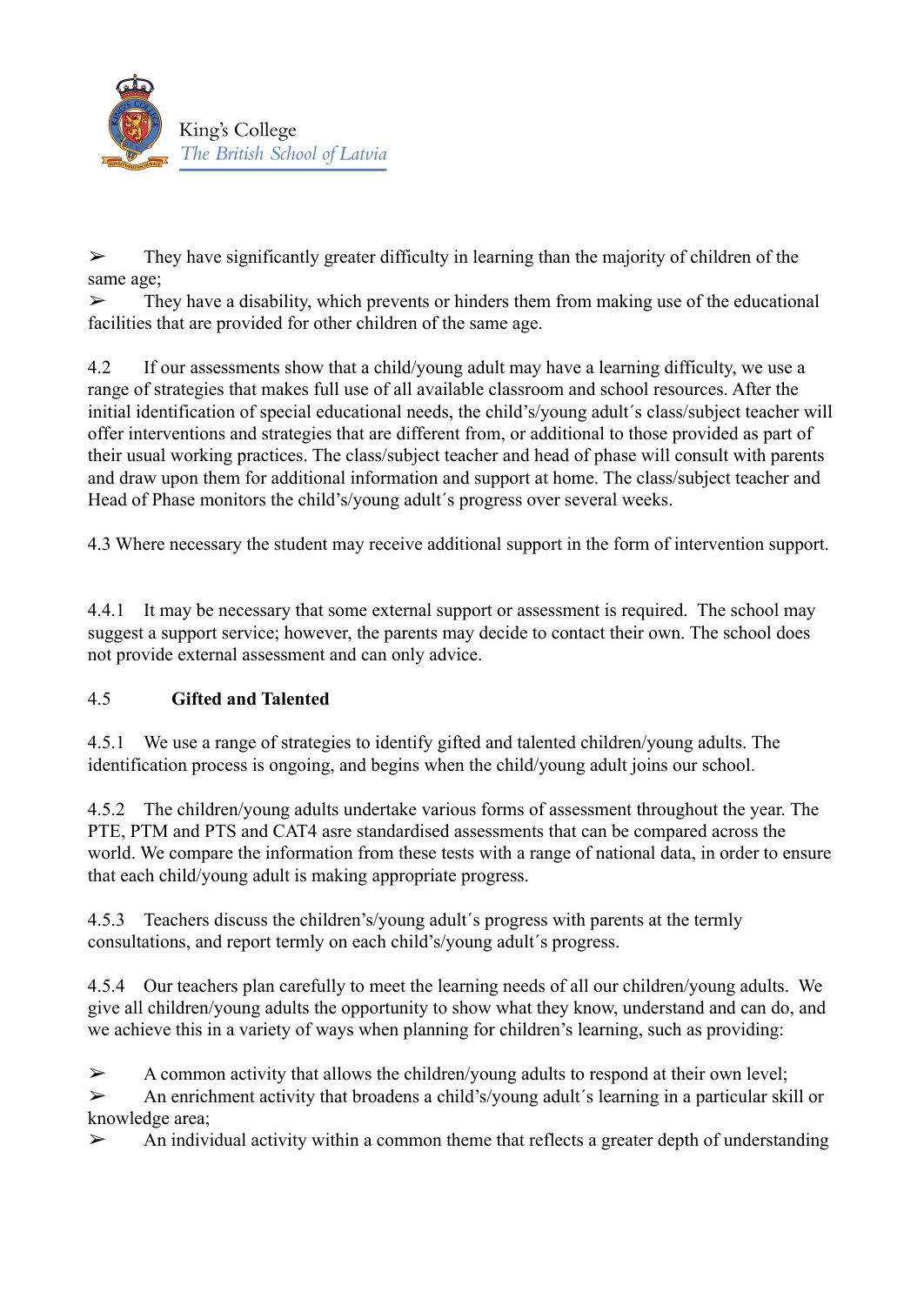➢ They have significantly greater difficulty in learning than the majority of children of the same age;
➢ They have a disability, which prevents or hinders them from making use of the educational facilities that are provided for other children of the same age.

4.2 If our assessments show that a child/young adult may have a learning difficulty, we use a range of strategies that makes full use of all available classroom and school resources. After the initial identification of special educational needs, the child's/young adult´s class/subject teacher will offer interventions and strategies that are different from, or additional to those provided as part of their usual working practices. The class/subject teacher and head of phase will consult with parents and draw upon them for additional information and support at home. The class/subject teacher and Head of Phase monitors the child's/young adult´s progress over several weeks.

4.3 Where necessary the student may receive additional support in the form of intervention support.

4.4.1 It may be necessary that some external support or assessment is required. The school may suggest a support service; however, the parents may decide to contact their own. The school does not provide external assessment and can only advice.

4.5 **Gifted and Talented**

4.5.1 We use a range of strategies to identify gifted and talented children/young adults. The identification process is ongoing, and begins when the child/young adult joins our school.

4.5.2 The children/young adults undertake various forms of assessment throughout the year. The PTE, PTM and PTS and CAT4 asre standardised assessments that can be compared across the world. We compare the information from these tests with a range of national data, in order to ensure that each child/young adult is making appropriate progress.

4.5.3 Teachers discuss the children's/young adult´s progress with parents at the termly consultations, and report termly on each child's/young adult´s progress.

4.5.4 Our teachers plan carefully to meet the learning needs of all our children/young adults. We give all children/young adults the opportunity to show what they know, understand and can do, and we achieve this in a variety of ways when planning for children's learning, such as providing:

➢ A common activity that allows the children/young adults to respond at their own level;
➢ An enrichment activity that broadens a child's/young adult´s learning in a particular skill or knowledge area;
➢ An individual activity within a common theme that reflects a greater depth of understanding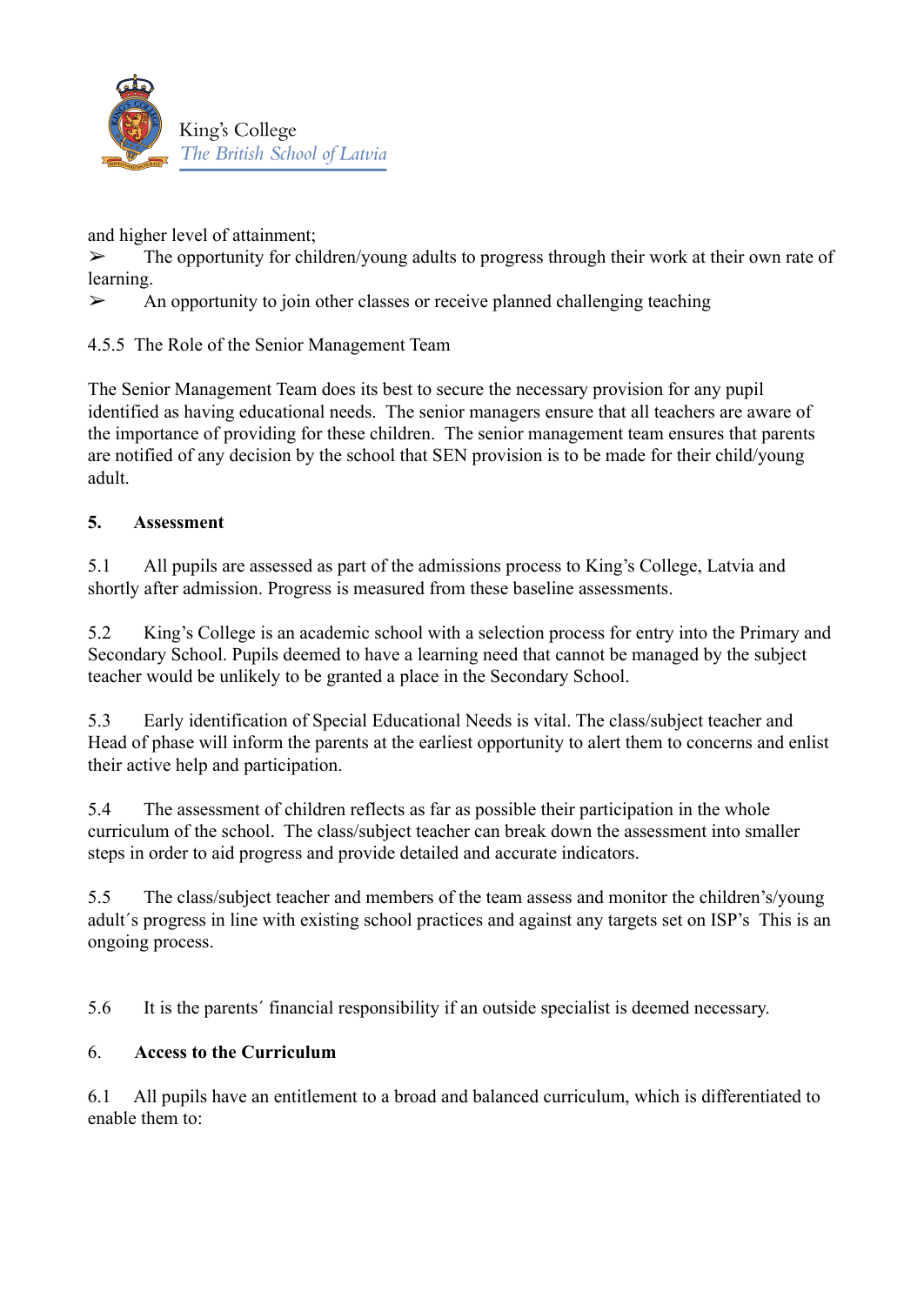and higher level of attainment;

➢ The opportunity for children/young adults to progress through their work at their own rate of learning.

➢ An opportunity to join other classes or receive planned challenging teaching

4.5.5 The Role of the Senior Management Team

The Senior Management Team does its best to secure the necessary provision for any pupil identified as having educational needs. The senior managers ensure that all teachers are aware of the importance of providing for these children. The senior management team ensures that parents are notified of any decision by the school that SEN provision is to be made for their child/young adult.

**5. Assessment**

5.1 All pupils are assessed as part of the admissions process to King's College, Latvia and shortly after admission. Progress is measured from these baseline assessments.

5.2 King's College is an academic school with a selection process for entry into the Primary and Secondary School. Pupils deemed to have a learning need that cannot be managed by the subject teacher would be unlikely to be granted a place in the Secondary School.

5.3 Early identification of Special Educational Needs is vital. The class/subject teacher and Head of phase will inform the parents at the earliest opportunity to alert them to concerns and enlist their active help and participation.

5.4 The assessment of children reflects as far as possible their participation in the whole curriculum of the school. The class/subject teacher can break down the assessment into smaller steps in order to aid progress and provide detailed and accurate indicators.

5.5 The class/subject teacher and members of the team assess and monitor the children's/young adult´s progress in line with existing school practices and against any targets set on ISP's This is an ongoing process.

5.6 It is the parents´ financial responsibility if an outside specialist is deemed necessary.

6. **Access to the Curriculum**

6.1 All pupils have an entitlement to a broad and balanced curriculum, which is differentiated to enable them to: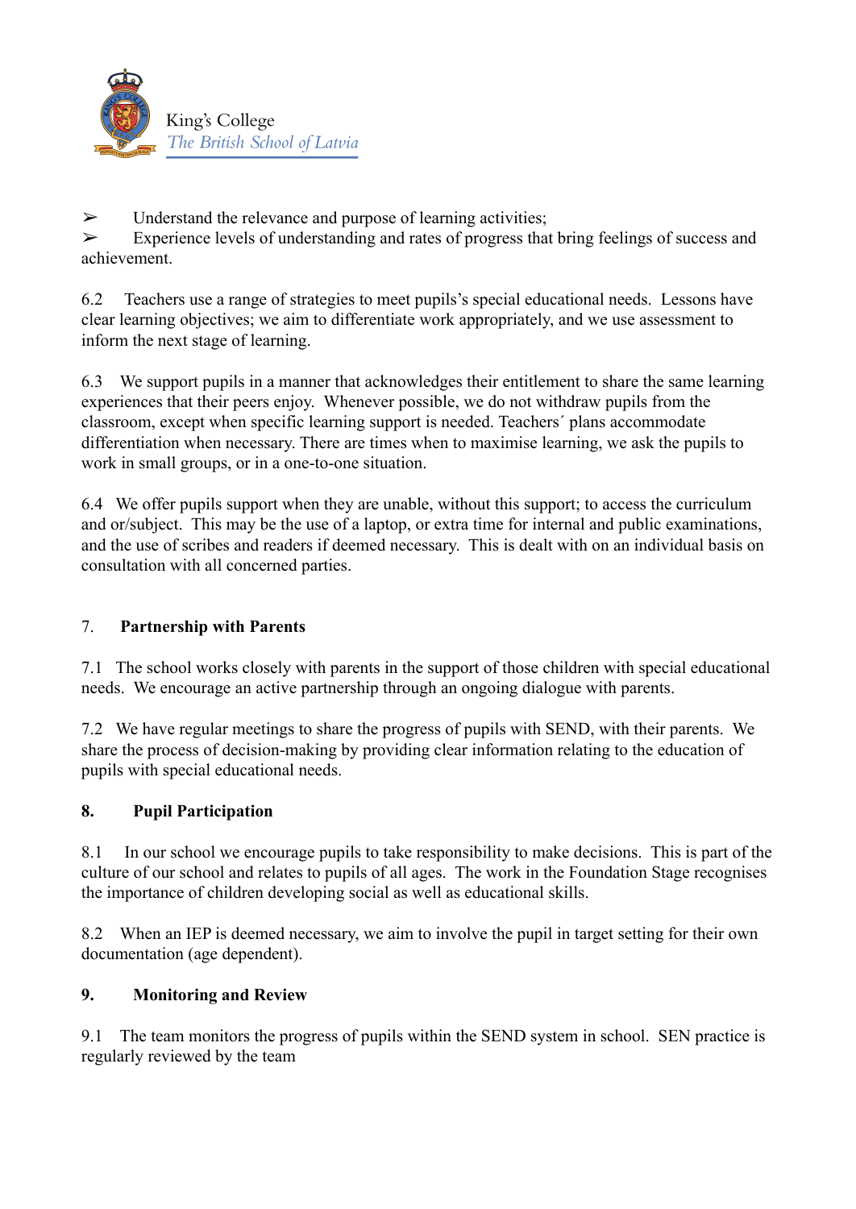- ➢ Understand the relevance and purpose of learning activities;
- ➢ Experience levels of understanding and rates of progress that bring feelings of success and achievement.

6.2 Teachers use a range of strategies to meet pupils's special educational needs. Lessons have clear learning objectives; we aim to differentiate work appropriately, and we use assessment to inform the next stage of learning.

6.3 We support pupils in a manner that acknowledges their entitlement to share the same learning experiences that their peers enjoy. Whenever possible, we do not withdraw pupils from the classroom, except when specific learning support is needed. Teachers´ plans accommodate differentiation when necessary. There are times when to maximise learning, we ask the pupils to work in small groups, or in a one-to-one situation.

6.4 We offer pupils support when they are unable, without this support; to access the curriculum and or/subject. This may be the use of a laptop, or extra time for internal and public examinations, and the use of scribes and readers if deemed necessary. This is dealt with on an individual basis on consultation with all concerned parties.

## 7. Partnership with Parents

7.1 The school works closely with parents in the support of those children with special educational needs. We encourage an active partnership through an ongoing dialogue with parents.

7.2 We have regular meetings to share the progress of pupils with SEND, with their parents. We share the process of decision-making by providing clear information relating to the education of pupils with special educational needs.

## 8. Pupil Participation

8.1 In our school we encourage pupils to take responsibility to make decisions. This is part of the culture of our school and relates to pupils of all ages. The work in the Foundation Stage recognises the importance of children developing social as well as educational skills.

8.2 When an IEP is deemed necessary, we aim to involve the pupil in target setting for their own documentation (age dependent).

## 9. Monitoring and Review

9.1 The team monitors the progress of pupils within the SEND system in school. SEN practice is regularly reviewed by the team